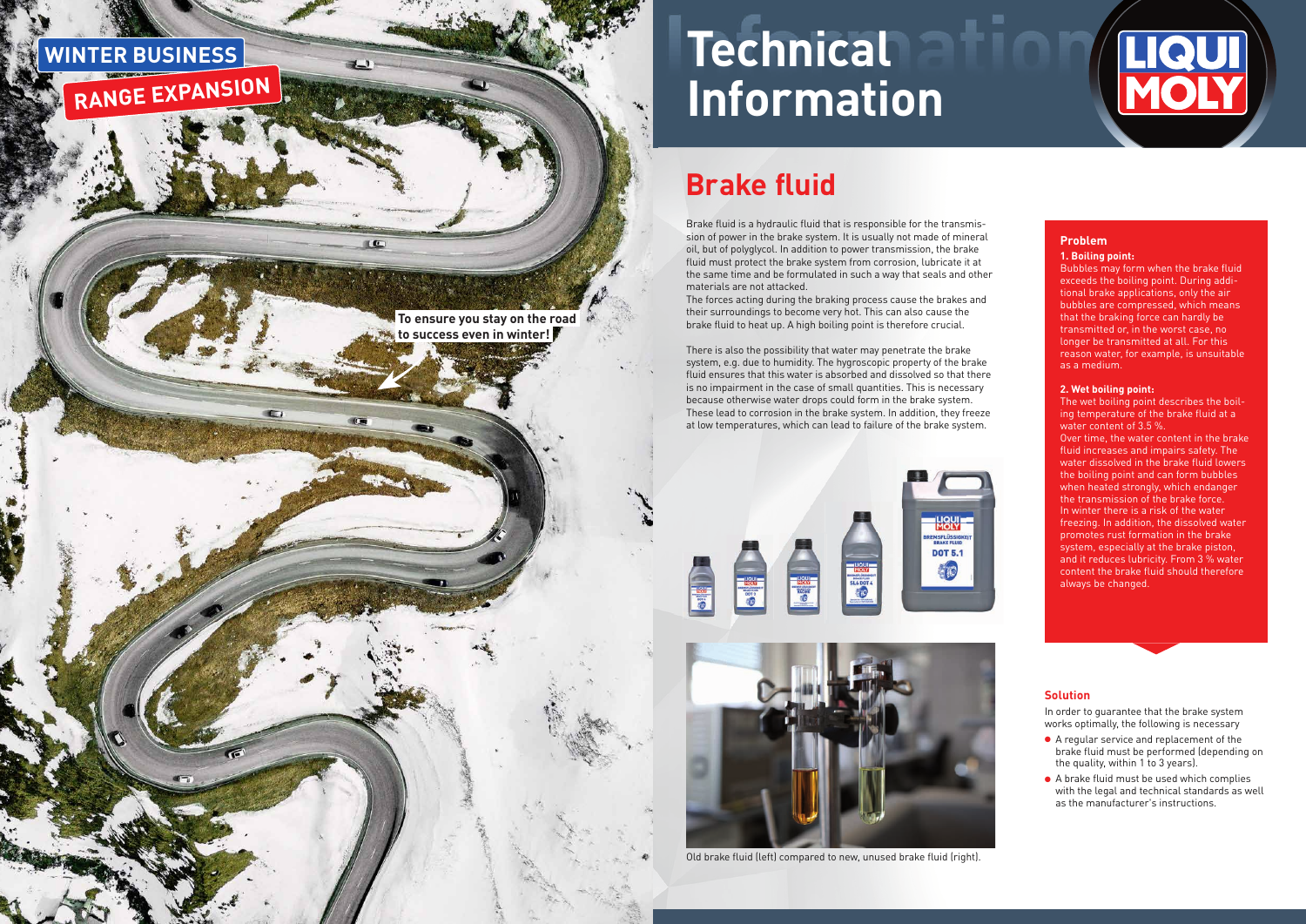# WINTER BUSINESS

## RANGE EXPANSION

To ensure you stay on the road to success even in winter!

# Technical Information

## Brake fluid

Brake fluid is a hydraulic fluid that is responsible for the transmission of power in the brake system. It is usually not made of mineral oil, but of polyglycol. In addition to power transmission, the brake fluid must protect the brake system from corrosion, lubricate it at the same time and be formulated in such a way that seals and other materials are not attacked.

The forces acting during the braking process cause the brakes and their surroundings to become very hot. This can also cause the brake fluid to heat up. A high boiling point is therefore crucial.

There is also the possibility that water may penetrate the brake system, e.g. due to humidity. The hygroscopic property of the brake fluid ensures that this water is absorbed and dissolved so that there is no impairment in the case of small quantities. This is necessary because otherwise water drops could form in the brake system. These lead to corrosion in the brake system. In addition, they freeze at low temperatures, which can lead to failure of the brake system.

Old brake fluid (left) compared to new, unused brake fluid (right).

### Problem

**1. Boiling point:**

Bubbles may form when the brake fluid exceeds the boiling point. During additional brake applications, only the air bubbles are compressed, which means that the braking force can hardly be transmitted or, in the worst case, no longer be transmitted at all. For this reason water, for example, is unsuitable as a medium.

**2. Wet boiling point:**

The wet boiling point describes the boiling temperature of the brake fluid at a water content of 3.5 %.

Over time, the water content in the brake fluid increases and impairs safety. The water dissolved in the brake fluid lowers the boiling point and can form bubbles when heated strongly, which endanger the transmission of the brake force. In winter there is a risk of the water freezing. In addition, the dissolved water promotes rust formation in the brake system, especially at the brake piston, and it reduces lubricity. From 3 % water content the brake fluid should therefore always be changed.

### Solution

In order to guarantee that the brake system works optimally, the following is necessary

- A regular service and replacement of the brake fluid must be performed (depending on the quality, within 1 to 3 years).
- A brake fluid must be used which complies with the legal and technical standards as well as the manufacturer's instructions.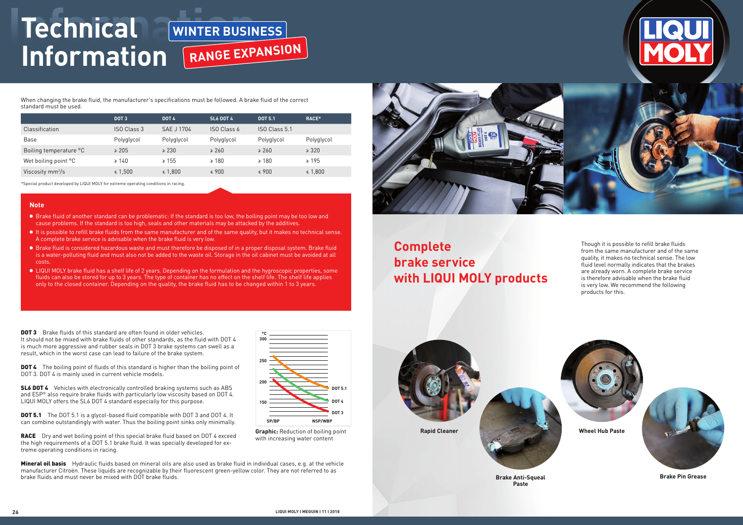# Technical Information

**WINTER BUSINESS**

**RANGE EXPANSION**

When changing the brake fluid, the manufacturer's specifications must be followed. A brake fluid of the correct standard must be used.

| | DOT 3 | DOT 4 | SL6 DOT 4 | DOT 5.1 | RACE* |
|---|---|---|---|---|---|
| Classification | ISO Class 3 | SAE J 1704 | ISO Class 6 | ISO Class 5.1 | |
| Base | Polyglycol | Polyglycol | Polyglycol | Polyglycol | Polyglycol |
| Boiling temperature °C | ⩾ 205 | ⩾ 230 | ⩾ 260 | ⩾ 260 | ⩾ 320 |
| Wet boiling point °C | ⩾ 140 | ⩾ 155 | ⩾ 180 | ⩾ 180 | ⩾ 195 |
| Viscosity $mm^2/s$ | ⩽ 1,500 | ⩽ 1,800 | ⩽ 900 | ⩽ 900 | ⩽ 1,800 |

*Special product developed by LIQUI MOLY for extreme operating conditions in racing.

### Note

- Brake fluid of another standard can be problematic: If the standard is too low, the boiling point may be too low and cause problems. If the standard is too high, seals and other materials may be attacked by the additives.
- It is possible to refill brake fluids from the same manufacturer and of the same quality, but it makes no technical sense. A complete brake service is advisable when the brake fluid is very low.
- Brake fluid is considered hazardous waste and must therefore be disposed of in a proper disposal system. Brake fluid is a water-polluting fluid and must also not be added to the waste oil. Storage in the oil cabinet must be avoided at all costs.
- LIQUI MOLY brake fluid has a shelf life of 2 years. Depending on the formulation and the hygroscopic properties, some fluids can also be stored for up to 3 years. The type of container has no effect on the shelf life. The shelf life applies only to the closed container. Depending on the quality, the brake fluid has to be changed within 1 to 3 years.

**DOT 3** Brake fluids of this standard are often found in older vehicles. It should not be mixed with brake fluids of other standards, as the fluid with DOT 4 is much more aggressive and rubber seals in DOT 3 brake systems can swell as a result, which in the worst case can lead to failure of the brake system.

**DOT 4** The boiling point of fluids of this standard is higher than the boiling point of DOT 3. DOT 4 is mainly used in current vehicle models.

**SL6 DOT 4** Vehicles with electronically controlled braking systems such as ABS and ESP® also require brake fluids with particularly low viscosity based on DOT 4. LIQUI MOLY offers the SL6 DOT 4 standard especially for this purpose.

**DOT 5.1** The DOT 5.1 is a glycol-based fluid compatible with DOT 3 and DOT 4. It can combine outstandingly with water. Thus the boiling point sinks only minimally.

**RACE** Dry and wet boiling point of this special brake fluid based on DOT 4 exceed the high requirements of a DOT 5.1 brake fluid. It was specially developed for extreme operating conditions in racing.

°C
300
250
200
150
SP/BP
NSP/WBP
DOT 5.1
DOT 4
DOT 3

**Graphic:** Reduction of boiling point with increasing water content

**Mineral oil basis** Hydraulic fluids based on mineral oils are also used as brake fluid in individual cases, e.g. at the vehicle manufacturer Citroën. These liquids are recognizable by their fluorescent green-yellow color. They are not referred to as brake fluids and must never be mixed with DOT brake fluids.

## Complete brake service with LIQUI MOLY products

Though it is possible to refill brake fluids from the same manufacturer and of the same quality, it makes no technical sense. The low fluid level normally indicates that the brakes are already worn. A complete brake service is therefore advisable when the brake fluid is very low. We recommend the following products for this.

Rapid Cleaner

Brake Anti-Squeal Paste

Wheel Hub Paste

Brake Pin Grease